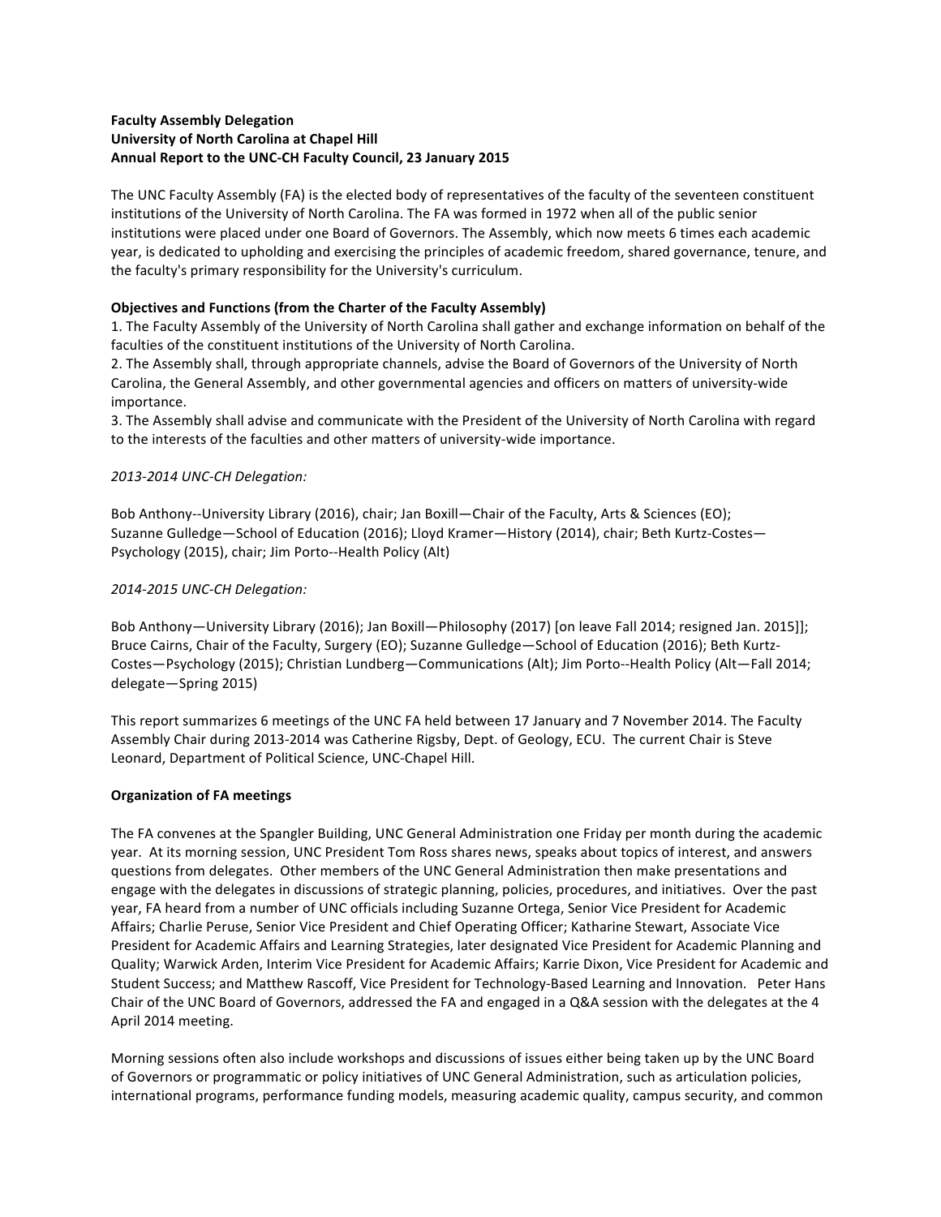**Faculty Assembly Delegation**
**University of North Carolina at Chapel Hill**
**Annual Report to the UNC-CH Faculty Council, 23 January 2015**

The UNC Faculty Assembly (FA) is the elected body of representatives of the faculty of the seventeen constituent institutions of the University of North Carolina. The FA was formed in 1972 when all of the public senior institutions were placed under one Board of Governors. The Assembly, which now meets 6 times each academic year, is dedicated to upholding and exercising the principles of academic freedom, shared governance, tenure, and the faculty's primary responsibility for the University's curriculum.

**Objectives and Functions (from the Charter of the Faculty Assembly)**

1. The Faculty Assembly of the University of North Carolina shall gather and exchange information on behalf of the faculties of the constituent institutions of the University of North Carolina.
2. The Assembly shall, through appropriate channels, advise the Board of Governors of the University of North Carolina, the General Assembly, and other governmental agencies and officers on matters of university-wide importance.
3. The Assembly shall advise and communicate with the President of the University of North Carolina with regard to the interests of the faculties and other matters of university-wide importance.

*2013-2014 UNC-CH Delegation:*

Bob Anthony--University Library (2016), chair; Jan Boxill—Chair of the Faculty, Arts & Sciences (EO); Suzanne Gulledge—School of Education (2016); Lloyd Kramer—History (2014), chair; Beth Kurtz-Costes—Psychology (2015), chair; Jim Porto--Health Policy (Alt)

*2014-2015 UNC-CH Delegation:*

Bob Anthony—University Library (2016); Jan Boxill—Philosophy (2017) [on leave Fall 2014; resigned Jan. 2015]]; Bruce Cairns, Chair of the Faculty, Surgery (EO); Suzanne Gulledge—School of Education (2016); Beth Kurtz-Costes—Psychology (2015); Christian Lundberg—Communications (Alt); Jim Porto--Health Policy (Alt—Fall 2014; delegate—Spring 2015)

This report summarizes 6 meetings of the UNC FA held between 17 January and 7 November 2014. The Faculty Assembly Chair during 2013-2014 was Catherine Rigsby, Dept. of Geology, ECU. The current Chair is Steve Leonard, Department of Political Science, UNC-Chapel Hill.

**Organization of FA meetings**

The FA convenes at the Spangler Building, UNC General Administration one Friday per month during the academic year. At its morning session, UNC President Tom Ross shares news, speaks about topics of interest, and answers questions from delegates. Other members of the UNC General Administration then make presentations and engage with the delegates in discussions of strategic planning, policies, procedures, and initiatives. Over the past year, FA heard from a number of UNC officials including Suzanne Ortega, Senior Vice President for Academic Affairs; Charlie Peruse, Senior Vice President and Chief Operating Officer; Katharine Stewart, Associate Vice President for Academic Affairs and Learning Strategies, later designated Vice President for Academic Planning and Quality; Warwick Arden, Interim Vice President for Academic Affairs; Karrie Dixon, Vice President for Academic and Student Success; and Matthew Rascoff, Vice President for Technology-Based Learning and Innovation. Peter Hans Chair of the UNC Board of Governors, addressed the FA and engaged in a Q&A session with the delegates at the 4 April 2014 meeting.

Morning sessions often also include workshops and discussions of issues either being taken up by the UNC Board of Governors or programmatic or policy initiatives of UNC General Administration, such as articulation policies, international programs, performance funding models, measuring academic quality, campus security, and common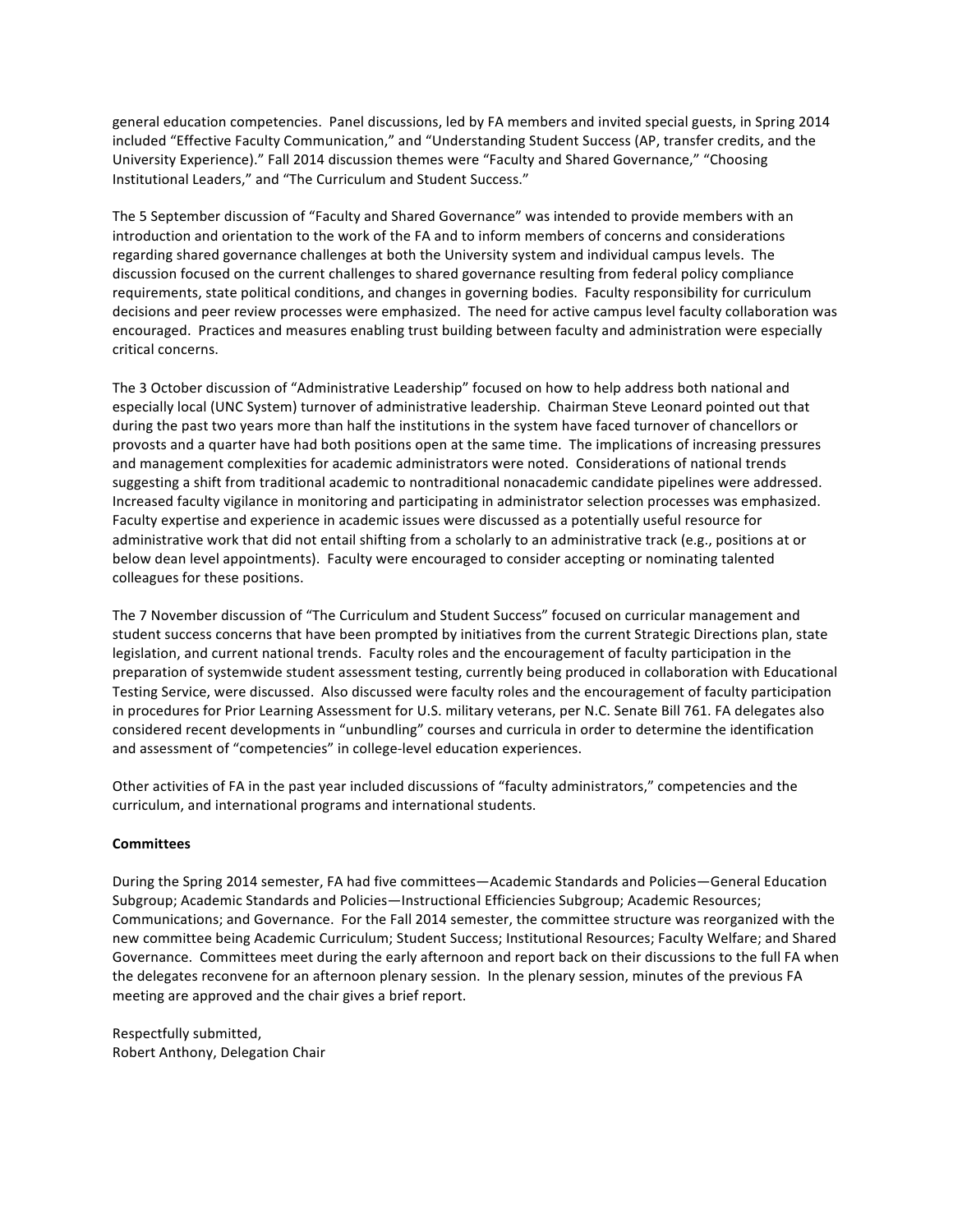general education competencies. Panel discussions, led by FA members and invited special guests, in Spring 2014 included "Effective Faculty Communication," and "Understanding Student Success (AP, transfer credits, and the University Experience)." Fall 2014 discussion themes were "Faculty and Shared Governance," "Choosing Institutional Leaders," and "The Curriculum and Student Success."

The 5 September discussion of "Faculty and Shared Governance" was intended to provide members with an introduction and orientation to the work of the FA and to inform members of concerns and considerations regarding shared governance challenges at both the University system and individual campus levels. The discussion focused on the current challenges to shared governance resulting from federal policy compliance requirements, state political conditions, and changes in governing bodies. Faculty responsibility for curriculum decisions and peer review processes were emphasized. The need for active campus level faculty collaboration was encouraged. Practices and measures enabling trust building between faculty and administration were especially critical concerns.

The 3 October discussion of "Administrative Leadership" focused on how to help address both national and especially local (UNC System) turnover of administrative leadership. Chairman Steve Leonard pointed out that during the past two years more than half the institutions in the system have faced turnover of chancellors or provosts and a quarter have had both positions open at the same time. The implications of increasing pressures and management complexities for academic administrators were noted. Considerations of national trends suggesting a shift from traditional academic to nontraditional nonacademic candidate pipelines were addressed. Increased faculty vigilance in monitoring and participating in administrator selection processes was emphasized. Faculty expertise and experience in academic issues were discussed as a potentially useful resource for administrative work that did not entail shifting from a scholarly to an administrative track (e.g., positions at or below dean level appointments). Faculty were encouraged to consider accepting or nominating talented colleagues for these positions.

The 7 November discussion of "The Curriculum and Student Success" focused on curricular management and student success concerns that have been prompted by initiatives from the current Strategic Directions plan, state legislation, and current national trends. Faculty roles and the encouragement of faculty participation in the preparation of systemwide student assessment testing, currently being produced in collaboration with Educational Testing Service, were discussed. Also discussed were faculty roles and the encouragement of faculty participation in procedures for Prior Learning Assessment for U.S. military veterans, per N.C. Senate Bill 761. FA delegates also considered recent developments in "unbundling" courses and curricula in order to determine the identification and assessment of "competencies" in college-level education experiences.

Other activities of FA in the past year included discussions of "faculty administrators," competencies and the curriculum, and international programs and international students.

**Committees**

During the Spring 2014 semester, FA had five committees—Academic Standards and Policies—General Education Subgroup; Academic Standards and Policies—Instructional Efficiencies Subgroup; Academic Resources; Communications; and Governance. For the Fall 2014 semester, the committee structure was reorganized with the new committee being Academic Curriculum; Student Success; Institutional Resources; Faculty Welfare; and Shared Governance. Committees meet during the early afternoon and report back on their discussions to the full FA when the delegates reconvene for an afternoon plenary session. In the plenary session, minutes of the previous FA meeting are approved and the chair gives a brief report.

Respectfully submitted,
Robert Anthony, Delegation Chair